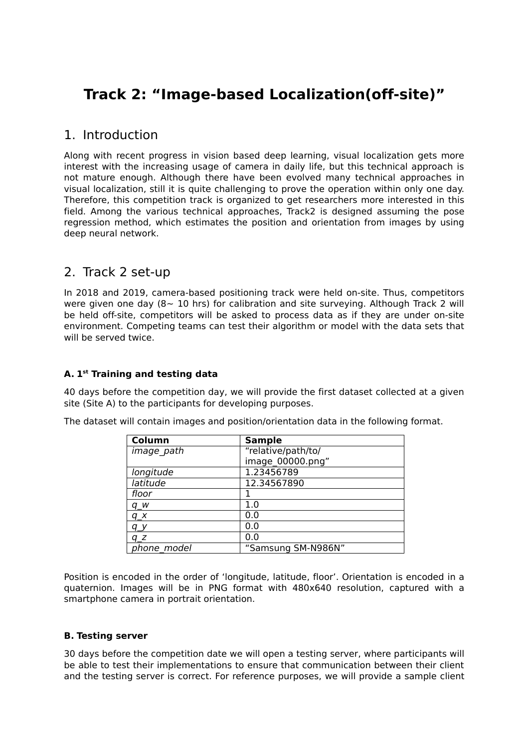# Track 2: “Image-based Localization(off-site)”

## 1. Introduction

Along with recent progress in vision based deep learning, visual localization gets more interest with the increasing usage of camera in daily life, but this technical approach is not mature enough. Although there have been evolved many technical approaches in visual localization, still it is quite challenging to prove the operation within only one day. Therefore, this competition track is organized to get researchers more interested in this field. Among the various technical approaches, Track2 is designed assuming the pose regression method, which estimates the position and orientation from images by using deep neural network.

## 2. Track 2 set-up

In 2018 and 2019, camera-based positioning track were held on-site. Thus, competitors were given one day (8~ 10 hrs) for calibration and site surveying. Although Track 2 will be held off-site, competitors will be asked to process data as if they are under on-site environment. Competing teams can test their algorithm or model with the data sets that will be served twice.

### A. 1st Training and testing data

40 days before the competition day, we will provide the first dataset collected at a given site (Site A) to the participants for developing purposes.

The dataset will contain images and position/orientation data in the following format.

| **Column** | **Sample** |
|---|---|
| *image_path* | “relative/path/to/image_00000.png” |
| *longitude* | 1.23456789 |
| *latitude* | 12.34567890 |
| *floor* | 1 |
| *q_w* | 1.0 |
| *q_x* | 0.0 |
| *q_y* | 0.0 |
| *q_z* | 0.0 |
| *phone_model* | “Samsung SM-N986N” |

Position is encoded in the order of ‘longitude, latitude, floor’. Orientation is encoded in a quaternion. Images will be in PNG format with 480x640 resolution, captured with a smartphone camera in portrait orientation.

### B. Testing server

30 days before the competition date we will open a testing server, where participants will be able to test their implementations to ensure that communication between their client and the testing server is correct. For reference purposes, we will provide a sample client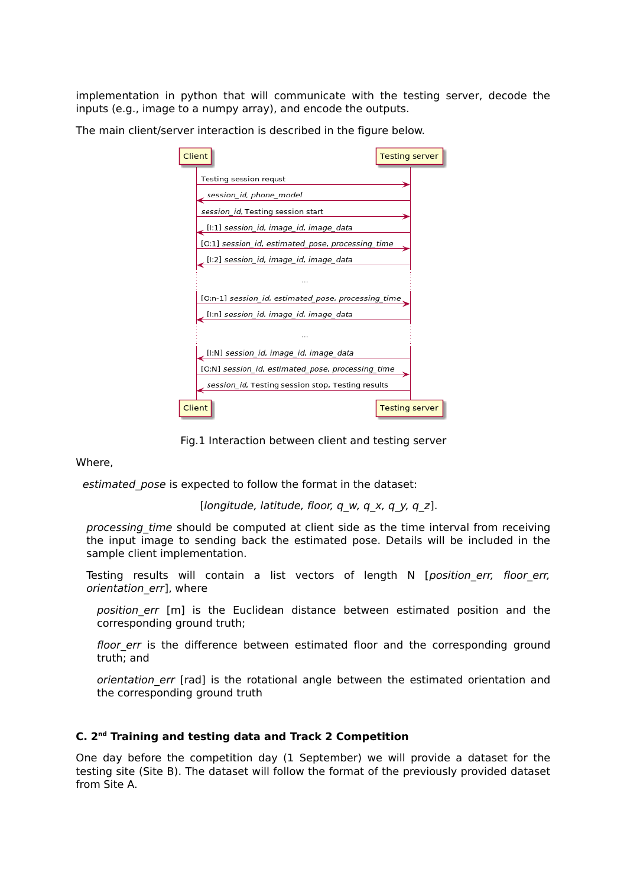implementation in python that will communicate with the testing server, decode the inputs (e.g., image to a numpy array), and encode the outputs.

The main client/server interaction is described in the figure below.

```
Client                                              Testing server
  |  Testing session requst                               |
  |------------------------------------------------------>|
  |  session_id, phone_model                              |
  |<------------------------------------------------------|
  |  session_id, Testing session start                    |
  |------------------------------------------------------>|
  |  [I:1] session_id, image_id, image_data               |
  |<------------------------------------------------------|
  |  [O:1] session_id, estimated_pose, processing_time    |
  |------------------------------------------------------>|
  |  [I:2] session_id, image_id, image_data               |
  |<------------------------------------------------------|
  :                         ...                           :
  |  [O:n-1] session_id, estimated_pose, processing_time  |
  |------------------------------------------------------>|
  |  [I:n] session_id, image_id, image_data               |
  |<------------------------------------------------------|
  :                         ...                           :
  |  [I:N] session_id, image_id, image_data               |
  |<------------------------------------------------------|
  |  [O:N] session_id, estimated_pose, processing_time    |
  |------------------------------------------------------>|
  |  session_id, Testing session stop, Testing results    |
  |<------------------------------------------------------|
Client                                              Testing server
```

Fig.1 Interaction between client and testing server

Where,

*estimated_pose* is expected to follow the format in the dataset:

[*longitude, latitude, floor, q_w, q_x, q_y, q_z*].

*processing_time* should be computed at client side as the time interval from receiving the input image to sending back the estimated pose. Details will be included in the sample client implementation.

Testing results will contain a list vectors of length N [*position_err, floor_err, orientation_err*], where

*position_err* [m] is the Euclidean distance between estimated position and the corresponding ground truth;

*floor_err* is the difference between estimated floor and the corresponding ground truth; and

*orientation_err* [rad] is the rotational angle between the estimated orientation and the corresponding ground truth

### C. 2nd Training and testing data and Track 2 Competition

One day before the competition day (1 September) we will provide a dataset for the testing site (Site B). The dataset will follow the format of the previously provided dataset from Site A.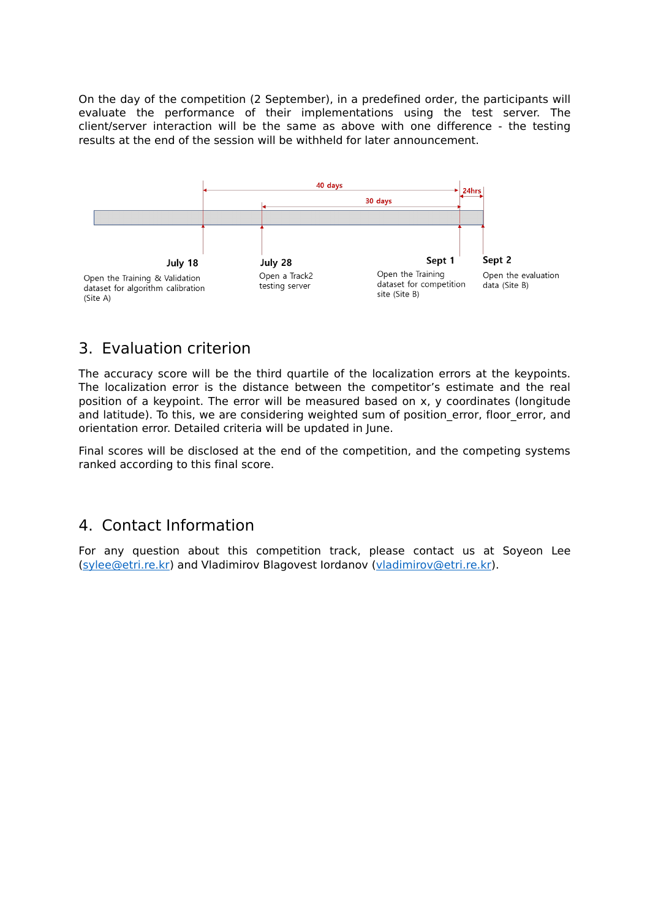On the day of the competition (2 September), in a predefined order, the participants will evaluate the performance of their implementations using the test server. The client/server interaction will be the same as above with one difference - the testing results at the end of the session will be withheld for later announcement.

40 days
24hrs
30 days

**July 18**
Open the Training & Validation dataset for algorithm calibration (Site A)

**July 28**
Open a Track2 testing server

**Sept 1**
Open the Training dataset for competition site (Site B)

**Sept 2**
Open the evaluation data (Site B)

## 3. Evaluation criterion

The accuracy score will be the third quartile of the localization errors at the keypoints. The localization error is the distance between the competitor's estimate and the real position of a keypoint. The error will be measured based on x, y coordinates (longitude and latitude). To this, we are considering weighted sum of position_error, floor_error, and orientation error. Detailed criteria will be updated in June.

Final scores will be disclosed at the end of the competition, and the competing systems ranked according to this final score.

## 4. Contact Information

For any question about this competition track, please contact us at Soyeon Lee (sylee@etri.re.kr) and Vladimirov Blagovest Iordanov (vladimirov@etri.re.kr).